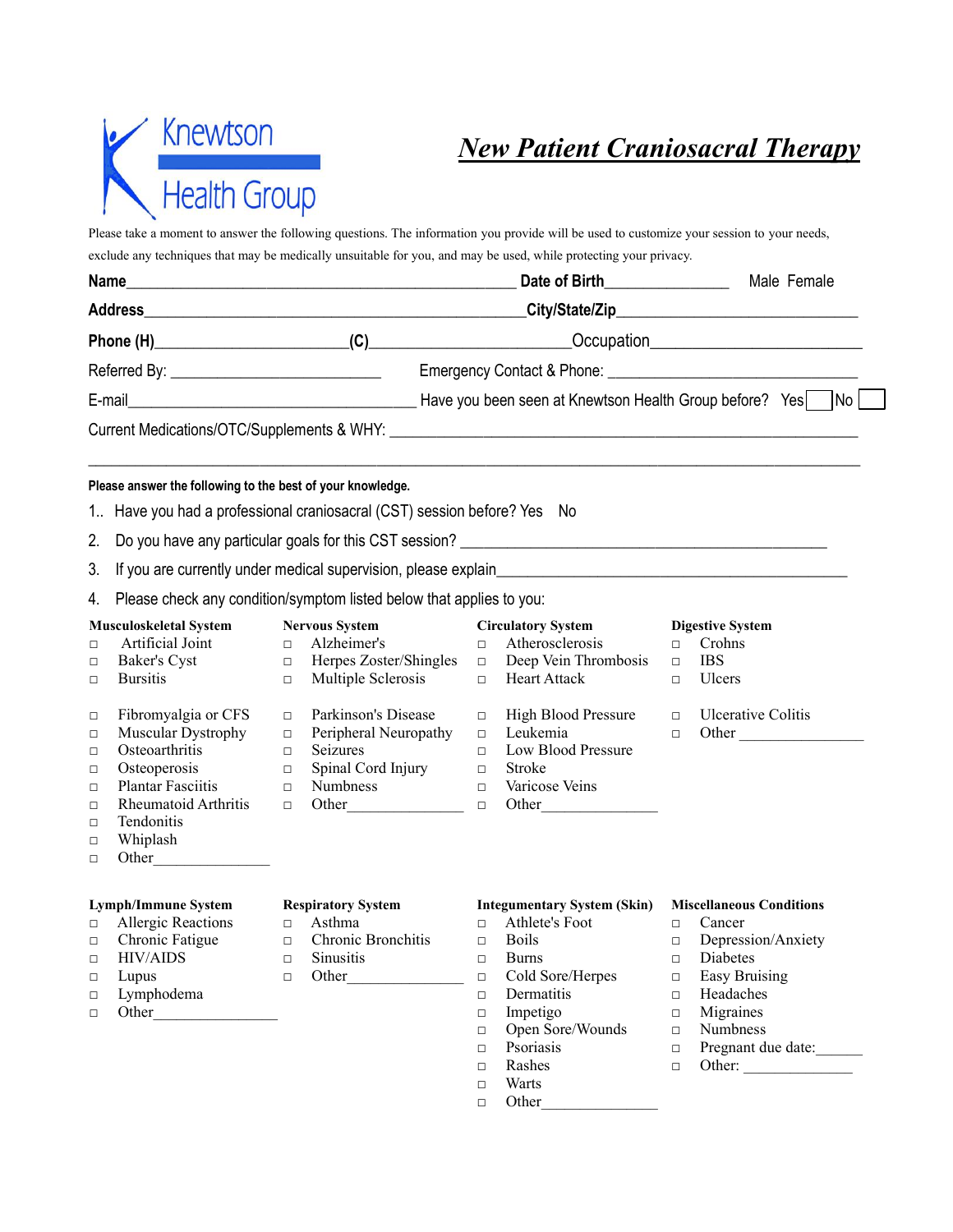Knewtson Health Group

# *New Patient Craniosacral Therapy*

Please take a moment to answer the following questions. The information you provide will be used to customize your session to your needs, exclude any techniques that may be medically unsuitable for you, and may be used, while protecting your privacy.

**Name**_______________________________________________ **Date of Birth**______________ Male Female

**Address**_______________________________________________**City/State/Zip**____________________________

**Phone (H)**______________________**(C)**________________________Occupation___________________________

Referred By: _________________________ Emergency Contact & Phone: ______________________________

E-mail_________________________________ Have you been seen at Knewtson Health Group before? Yes ☐ No ☐

Current Medications/OTC/Supplements & WHY: _____________________________________________________

_____________________________________________________________________________________________

**Please answer the following to the best of your knowledge.**

1.. Have you had a professional craniosacral (CST) session before? Yes No

2. Do you have any particular goals for this CST session? __________________________________________

3. If you are currently under medical supervision, please explain___________________________________________

4. Please check any condition/symptom listed below that applies to you:

**Musculoskeletal System**
- ☐ Artificial Joint
- ☐ Baker's Cyst
- ☐ Bursitis
- ☐ Fibromyalgia or CFS
- ☐ Muscular Dystrophy
- ☐ Osteoarthritis
- ☐ Osteoperosis
- ☐ Plantar Fasciitis
- ☐ Rheumatoid Arthritis
- ☐ Tendonitis
- ☐ Whiplash
- ☐ Other_______________

**Nervous System**
- ☐ Alzheimer's
- ☐ Herpes Zoster/Shingles
- ☐ Multiple Sclerosis
- ☐ Parkinson's Disease
- ☐ Peripheral Neuropathy
- ☐ Seizures
- ☐ Spinal Cord Injury
- ☐ Numbness
- ☐ Other_______________

**Circulatory System**
- ☐ Atherosclerosis
- ☐ Deep Vein Thrombosis
- ☐ Heart Attack
- ☐ High Blood Pressure
- ☐ Leukemia
- ☐ Low Blood Pressure
- ☐ Stroke
- ☐ Varicose Veins
- ☐ Other_______________

**Digestive System**
- ☐ Crohns
- ☐ IBS
- ☐ Ulcers
- ☐ Ulcerative Colitis
- ☐ Other _______________

**Lymph/Immune System**
- ☐ Allergic Reactions
- ☐ Chronic Fatigue
- ☐ HIV/AIDS
- ☐ Lupus
- ☐ Lymphodema
- ☐ Other________________

**Respiratory System**
- ☐ Asthma
- ☐ Chronic Bronchitis
- ☐ Sinusitis
- ☐ Other_______________

**Integumentary System (Skin)**
- ☐ Athlete's Foot
- ☐ Boils
- ☐ Burns
- ☐ Cold Sore/Herpes
- ☐ Dermatitis
- ☐ Impetigo
- ☐ Open Sore/Wounds
- ☐ Psoriasis
- ☐ Rashes
- ☐ Warts
- ☐ Other_______________

**Miscellaneous Conditions**
- ☐ Cancer
- ☐ Depression/Anxiety
- ☐ Diabetes
- ☐ Easy Bruising
- ☐ Headaches
- ☐ Migraines
- ☐ Numbness
- ☐ Pregnant due date:______
- ☐ Other: ______________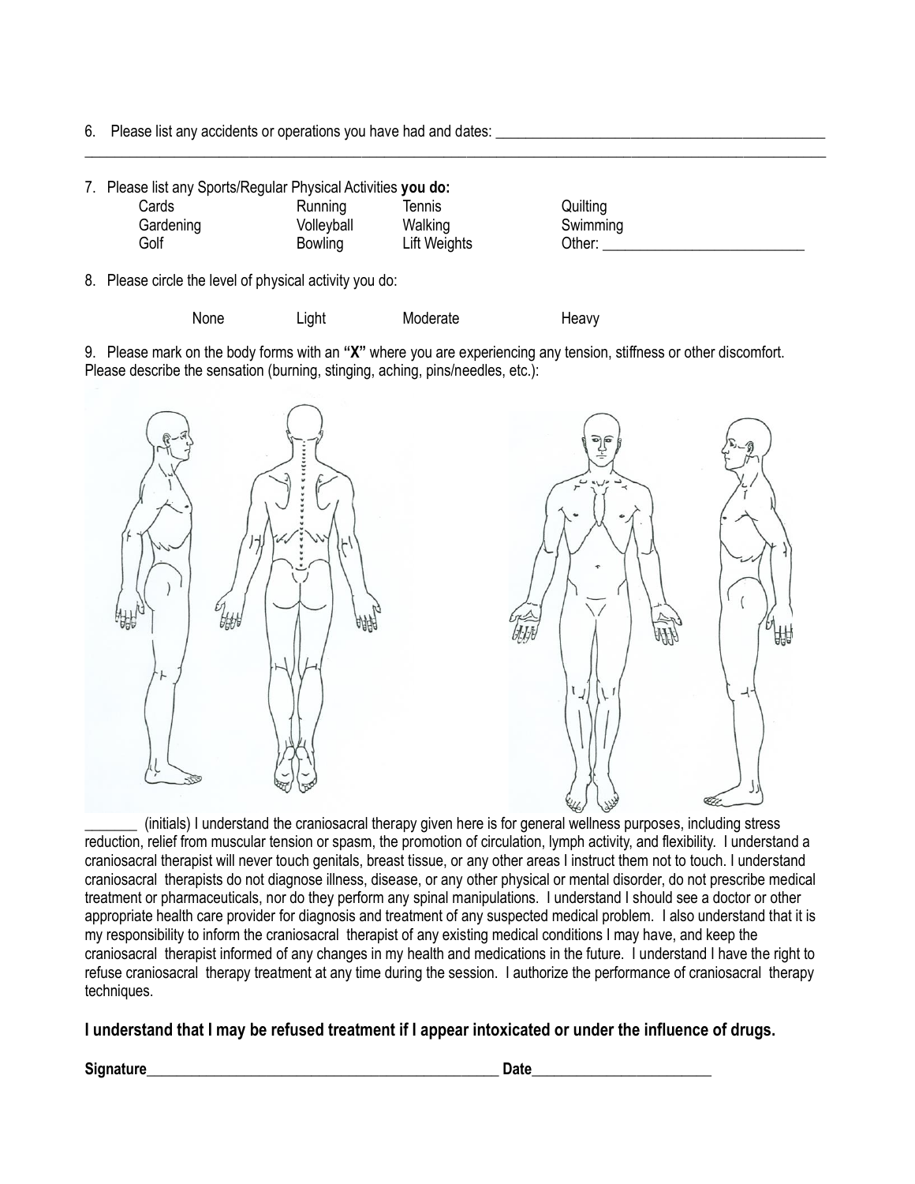6. Please list any accidents or operations you have had and dates: ______________________________________________

______________________________________________________________________________________________________

7. Please list any Sports/Regular Physical Activities **you do:**

| | | | |
|---|---|---|---|
| Cards | Running | Tennis | Quilting |
| Gardening | Volleyball | Walking | Swimming |
| Golf | Bowling | Lift Weights | Other: __________________________ |

8. Please circle the level of physical activity you do:

None    Light    Moderate    Heavy

9. Please mark on the body forms with an **"X"** where you are experiencing any tension, stiffness or other discomfort. Please describe the sensation (burning, stinging, aching, pins/needles, etc.):

_______ (initials) I understand the craniosacral therapy given here is for general wellness purposes, including stress reduction, relief from muscular tension or spasm, the promotion of circulation, lymph activity, and flexibility. I understand a craniosacral therapist will never touch genitals, breast tissue, or any other areas I instruct them not to touch. I understand craniosacral therapists do not diagnose illness, disease, or any other physical or mental disorder, do not prescribe medical treatment or pharmaceuticals, nor do they perform any spinal manipulations. I understand I should see a doctor or other appropriate health care provider for diagnosis and treatment of any suspected medical problem. I also understand that it is my responsibility to inform the craniosacral therapist of any existing medical conditions I may have, and keep the craniosacral therapist informed of any changes in my health and medications in the future. I understand I have the right to refuse craniosacral therapy treatment at any time during the session. I authorize the performance of craniosacral therapy techniques.

**I understand that I may be refused treatment if I appear intoxicated or under the influence of drugs.**

**Signature**__________________________________________________ **Date**_________________________